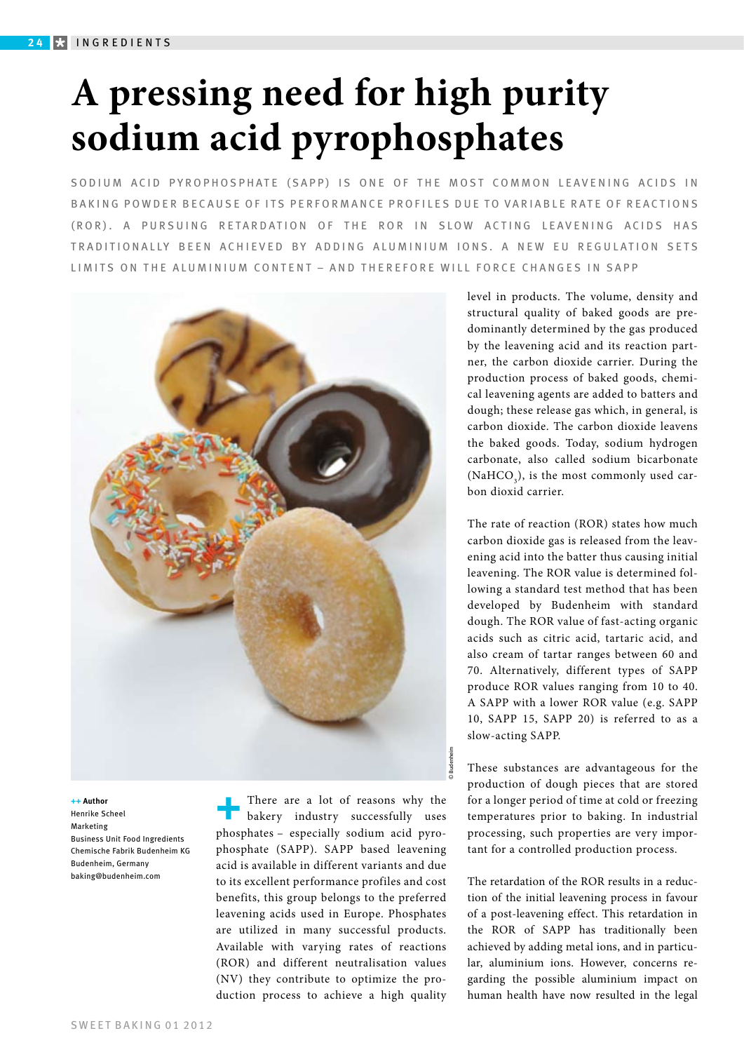# A pressing need for high purity sodium acid pyrophosphates

SODIUM ACID PYROPHOSPHATE (SAPP) IS ONE OF THE MOST COMMON LEAVENING ACIDS IN BAKING POWDER BECAUSE OF ITS PERFORMANCE PROFILES DUE TO VARIABLE RATE OF REACTIONS (ROR). A PURSUING RETARDATION OF THE ROR IN SLOW ACTING LEAVENING ACIDS HAS TRADITIONALLY BEEN ACHIEVED BY ADDING ALUMINIUM IONS. A NEW EU REGULATION SETS LIMITS ON THE ALUMINIUM CONTENT – AND THEREFORE WILL FORCE CHANGES IN SAPP

© Budenheim

**++ Author**
Henrike Scheel
Marketing
Business Unit Food Ingredients
Chemische Fabrik Budenheim KG
Budenheim, Germany
baking@budenheim.com

There are a lot of reasons why the bakery industry successfully uses phosphates – especially sodium acid pyrophosphate (SAPP). SAPP based leavening acid is available in different variants and due to its excellent performance profiles and cost benefits, this group belongs to the preferred leavening acids used in Europe. Phosphates are utilized in many successful products. Available with varying rates of reactions (ROR) and different neutralisation values (NV) they contribute to optimize the production process to achieve a high quality level in products. The volume, density and structural quality of baked goods are predominantly determined by the gas produced by the leavening acid and its reaction partner, the carbon dioxide carrier. During the production process of baked goods, chemical leavening agents are added to batters and dough; these release gas which, in general, is carbon dioxide. The carbon dioxide leavens the baked goods. Today, sodium hydrogen carbonate, also called sodium bicarbonate ($NaHCO_3$), is the most commonly used carbon dioxid carrier.

The rate of reaction (ROR) states how much carbon dioxide gas is released from the leavening acid into the batter thus causing initial leavening. The ROR value is determined following a standard test method that has been developed by Budenheim with standard dough. The ROR value of fast-acting organic acids such as citric acid, tartaric acid, and also cream of tartar ranges between 60 and 70. Alternatively, different types of SAPP produce ROR values ranging from 10 to 40. A SAPP with a lower ROR value (e.g. SAPP 10, SAPP 15, SAPP 20) is referred to as a slow-acting SAPP.

These substances are advantageous for the production of dough pieces that are stored for a longer period of time at cold or freezing temperatures prior to baking. In industrial processing, such properties are very important for a controlled production process.

The retardation of the ROR results in a reduction of the initial leavening process in favour of a post-leavening effect. This retardation in the ROR of SAPP has traditionally been achieved by adding metal ions, and in particular, aluminium ions. However, concerns regarding the possible aluminium impact on human health have now resulted in the legal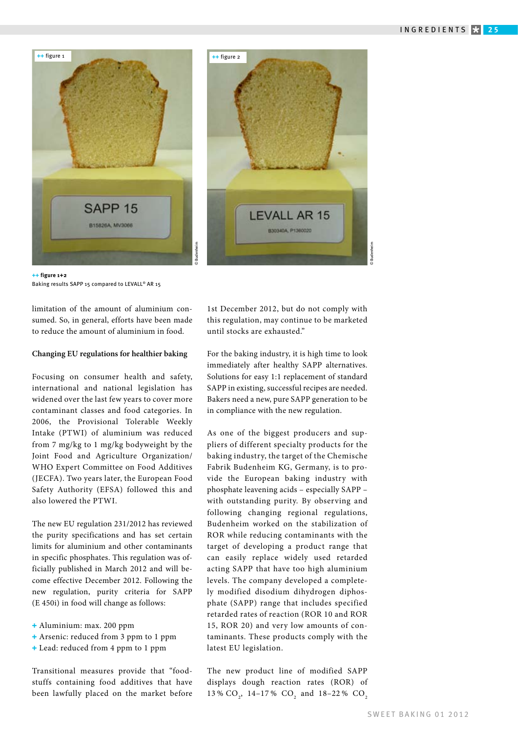++ figure 1+2
Baking results SAPP 15 compared to LEVALL® AR 15

limitation of the amount of aluminium consumed. So, in general, efforts have been made to reduce the amount of aluminium in food.

**Changing EU regulations for healthier baking**

Focusing on consumer health and safety, international and national legislation has widened over the last few years to cover more contaminant classes and food categories. In 2006, the Provisional Tolerable Weekly Intake (PTWI) of aluminium was reduced from 7 mg/kg to 1 mg/kg bodyweight by the Joint Food and Agriculture Organization/WHO Expert Committee on Food Additives (JECFA). Two years later, the European Food Safety Authority (EFSA) followed this and also lowered the PTWI.

The new EU regulation 231/2012 has reviewed the purity specifications and has set certain limits for aluminium and other contaminants in specific phosphates. This regulation was officially published in March 2012 and will become effective December 2012. Following the new regulation, purity criteria for SAPP (E 450i) in food will change as follows:

+ Aluminium: max. 200 ppm
+ Arsenic: reduced from 3 ppm to 1 ppm
+ Lead: reduced from 4 ppm to 1 ppm

Transitional measures provide that "foodstuffs containing food additives that have been lawfully placed on the market before 1st December 2012, but do not comply with this regulation, may continue to be marketed until stocks are exhausted."

For the baking industry, it is high time to look immediately after healthy SAPP alternatives. Solutions for easy 1:1 replacement of standard SAPP in existing, successful recipes are needed. Bakers need a new, pure SAPP generation to be in compliance with the new regulation.

As one of the biggest producers and suppliers of different specialty products for the baking industry, the target of the Chemische Fabrik Budenheim KG, Germany, is to provide the European baking industry with phosphate leavening acids – especially SAPP – with outstanding purity. By observing and following changing regional regulations, Budenheim worked on the stabilization of ROR while reducing contaminants with the target of developing a product range that can easily replace widely used retarded acting SAPP that have too high aluminium levels. The company developed a completely modified disodium dihydrogen diphosphate (SAPP) range that includes specified retarded rates of reaction (ROR 10 and ROR 15, ROR 20) and very low amounts of contaminants. These products comply with the latest EU legislation.

The new product line of modified SAPP displays dough reaction rates (ROR) of 13 % $CO_2$, 14–17 % $CO_2$ and 18–22 % $CO_2$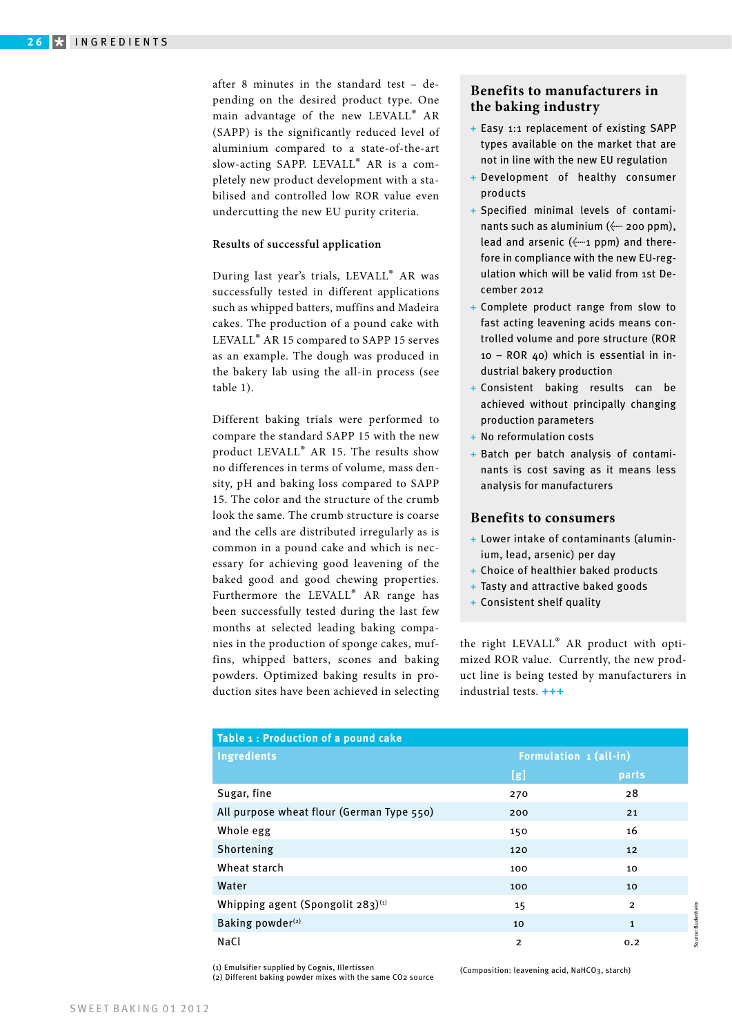after 8 minutes in the standard test – depending on the desired product type. One main advantage of the new LEVALL® AR (SAPP) is the significantly reduced level of aluminium compared to a state-of-the-art slow-acting SAPP. LEVALL® AR is a completely new product development with a stabilised and controlled low ROR value even undercutting the new EU purity criteria.

### Results of successful application

During last year's trials, LEVALL® AR was successfully tested in different applications such as whipped batters, muffins and Madeira cakes. The production of a pound cake with LEVALL® AR 15 compared to SAPP 15 serves as an example. The dough was produced in the bakery lab using the all-in process (see table 1).

Different baking trials were performed to compare the standard SAPP 15 with the new product LEVALL® AR 15. The results show no differences in terms of volume, mass density, pH and baking loss compared to SAPP 15. The color and the structure of the crumb look the same. The crumb structure is coarse and the cells are distributed irregularly as is common in a pound cake and which is necessary for achieving good leavening of the baked good and good chewing properties. Furthermore the LEVALL® AR range has been successfully tested during the last few months at selected leading baking companies in the production of sponge cakes, muffins, whipped batters, scones and baking powders. Optimized baking results in production sites have been achieved in selecting the right LEVALL® AR product with optimized ROR value. Currently, the new product line is being tested by manufacturers in industrial tests. +++

## Benefits to manufacturers in the baking industry

- Easy 1:1 replacement of existing SAPP types available on the market that are not in line with the new EU regulation
- Development of healthy consumer products
- Specified minimal levels of contaminants such as aluminium (≤ 200 ppm), lead and arsenic (≤ 1 ppm) and therefore in compliance with the new EU-regulation which will be valid from 1st December 2012
- Complete product range from slow to fast acting leavening acids means controlled volume and pore structure (ROR 10 – ROR 40) which is essential in industrial bakery production
- Consistent baking results can be achieved without principally changing production parameters
- No reformulation costs
- Batch per batch analysis of contaminants is cost saving as it means less analysis for manufacturers

## Benefits to consumers

- Lower intake of contaminants (aluminium, lead, arsenic) per day
- Choice of healthier baked products
- Tasty and attractive baked goods
- Consistent shelf quality

**Table 1 : Production of a pound cake**

| Ingredients | Formulation 1 (all-in) | |
|---|---|---|
| | [g] | parts |
| Sugar, fine | 270 | 28 |
| All purpose wheat flour (German Type 550) | 200 | 21 |
| Whole egg | 150 | 16 |
| Shortening | 120 | 12 |
| Wheat starch | 100 | 10 |
| Water | 100 | 10 |
| Whipping agent (Spongolit 283)(1) | 15 | 2 |
| Baking powder(2) | 10 | 1 |
| NaCl | 2 | 0.2 |

(1) Emulsifier supplied by Cognis, Illertissen
(2) Different baking powder mixes with the same CO2 source (Composition: leavening acid, $NaHCO_3$, starch)

Source: Budenheim